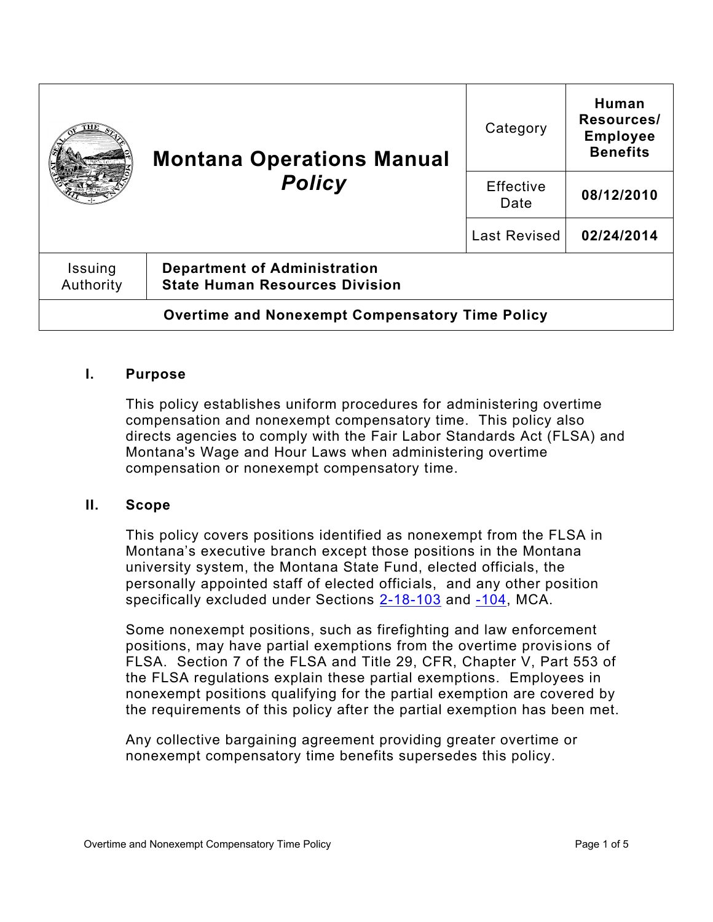| Montana Operations Manual *Policy* | Category | **Human Resources/ Employee Benefits** |
|---|---|---|
| | Effective Date | **08/12/2010** |
| | Last Revised | **02/24/2014** |

| Issuing Authority | **Department of Administration State Human Resources Division** |
|---|---|

**Overtime and Nonexempt Compensatory Time Policy**

## I. Purpose

This policy establishes uniform procedures for administering overtime compensation and nonexempt compensatory time. This policy also directs agencies to comply with the Fair Labor Standards Act (FLSA) and Montana's Wage and Hour Laws when administering overtime compensation or nonexempt compensatory time.

## II. Scope

This policy covers positions identified as nonexempt from the FLSA in Montana's executive branch except those positions in the Montana university system, the Montana State Fund, elected officials, the personally appointed staff of elected officials, and any other position specifically excluded under Sections 2-18-103 and -104, MCA.

Some nonexempt positions, such as firefighting and law enforcement positions, may have partial exemptions from the overtime provisions of FLSA. Section 7 of the FLSA and Title 29, CFR, Chapter V, Part 553 of the FLSA regulations explain these partial exemptions. Employees in nonexempt positions qualifying for the partial exemption are covered by the requirements of this policy after the partial exemption has been met.

Any collective bargaining agreement providing greater overtime or nonexempt compensatory time benefits supersedes this policy.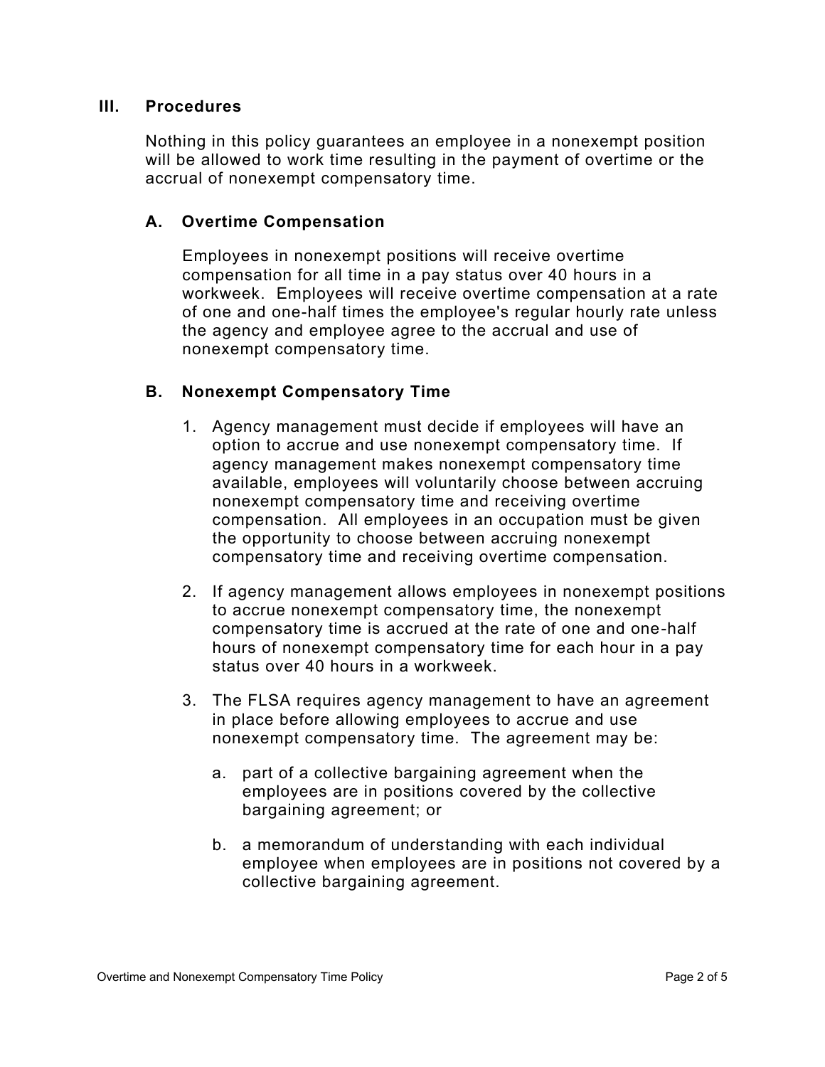## III. Procedures

Nothing in this policy guarantees an employee in a nonexempt position will be allowed to work time resulting in the payment of overtime or the accrual of nonexempt compensatory time.

### A. Overtime Compensation

Employees in nonexempt positions will receive overtime compensation for all time in a pay status over 40 hours in a workweek. Employees will receive overtime compensation at a rate of one and one-half times the employee's regular hourly rate unless the agency and employee agree to the accrual and use of nonexempt compensatory time.

### B. Nonexempt Compensatory Time

1. Agency management must decide if employees will have an option to accrue and use nonexempt compensatory time. If agency management makes nonexempt compensatory time available, employees will voluntarily choose between accruing nonexempt compensatory time and receiving overtime compensation. All employees in an occupation must be given the opportunity to choose between accruing nonexempt compensatory time and receiving overtime compensation.

2. If agency management allows employees in nonexempt positions to accrue nonexempt compensatory time, the nonexempt compensatory time is accrued at the rate of one and one-half hours of nonexempt compensatory time for each hour in a pay status over 40 hours in a workweek.

3. The FLSA requires agency management to have an agreement in place before allowing employees to accrue and use nonexempt compensatory time. The agreement may be:

   a. part of a collective bargaining agreement when the employees are in positions covered by the collective bargaining agreement; or

   b. a memorandum of understanding with each individual employee when employees are in positions not covered by a collective bargaining agreement.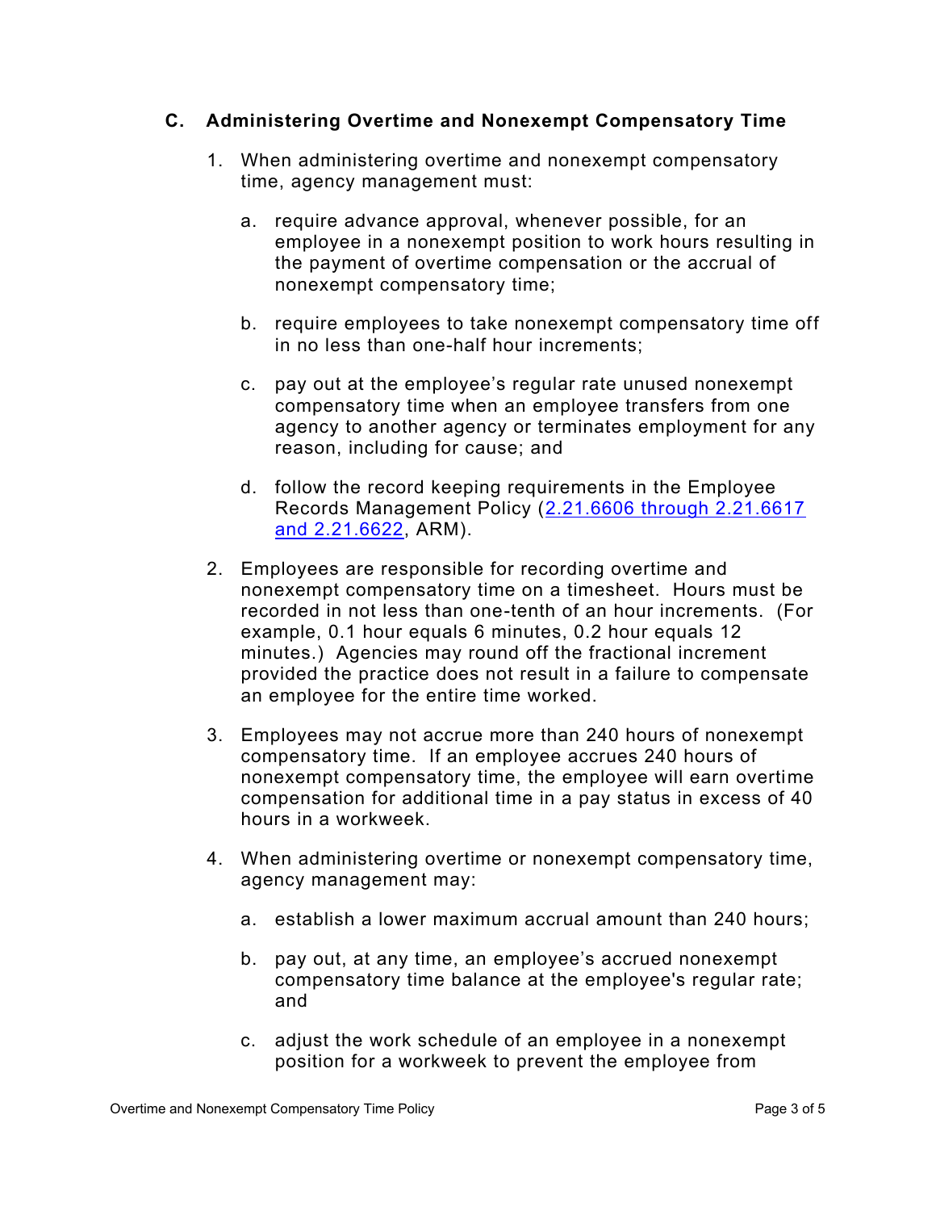## C. Administering Overtime and Nonexempt Compensatory Time

1. When administering overtime and nonexempt compensatory time, agency management must:

   a. require advance approval, whenever possible, for an employee in a nonexempt position to work hours resulting in the payment of overtime compensation or the accrual of nonexempt compensatory time;

   b. require employees to take nonexempt compensatory time off in no less than one-half hour increments;

   c. pay out at the employee's regular rate unused nonexempt compensatory time when an employee transfers from one agency to another agency or terminates employment for any reason, including for cause; and

   d. follow the record keeping requirements in the Employee Records Management Policy (2.21.6606 through 2.21.6617 and 2.21.6622, ARM).

2. Employees are responsible for recording overtime and nonexempt compensatory time on a timesheet. Hours must be recorded in not less than one-tenth of an hour increments. (For example, 0.1 hour equals 6 minutes, 0.2 hour equals 12 minutes.) Agencies may round off the fractional increment provided the practice does not result in a failure to compensate an employee for the entire time worked.

3. Employees may not accrue more than 240 hours of nonexempt compensatory time. If an employee accrues 240 hours of nonexempt compensatory time, the employee will earn overtime compensation for additional time in a pay status in excess of 40 hours in a workweek.

4. When administering overtime or nonexempt compensatory time, agency management may:

   a. establish a lower maximum accrual amount than 240 hours;

   b. pay out, at any time, an employee's accrued nonexempt compensatory time balance at the employee's regular rate; and

   c. adjust the work schedule of an employee in a nonexempt position for a workweek to prevent the employee from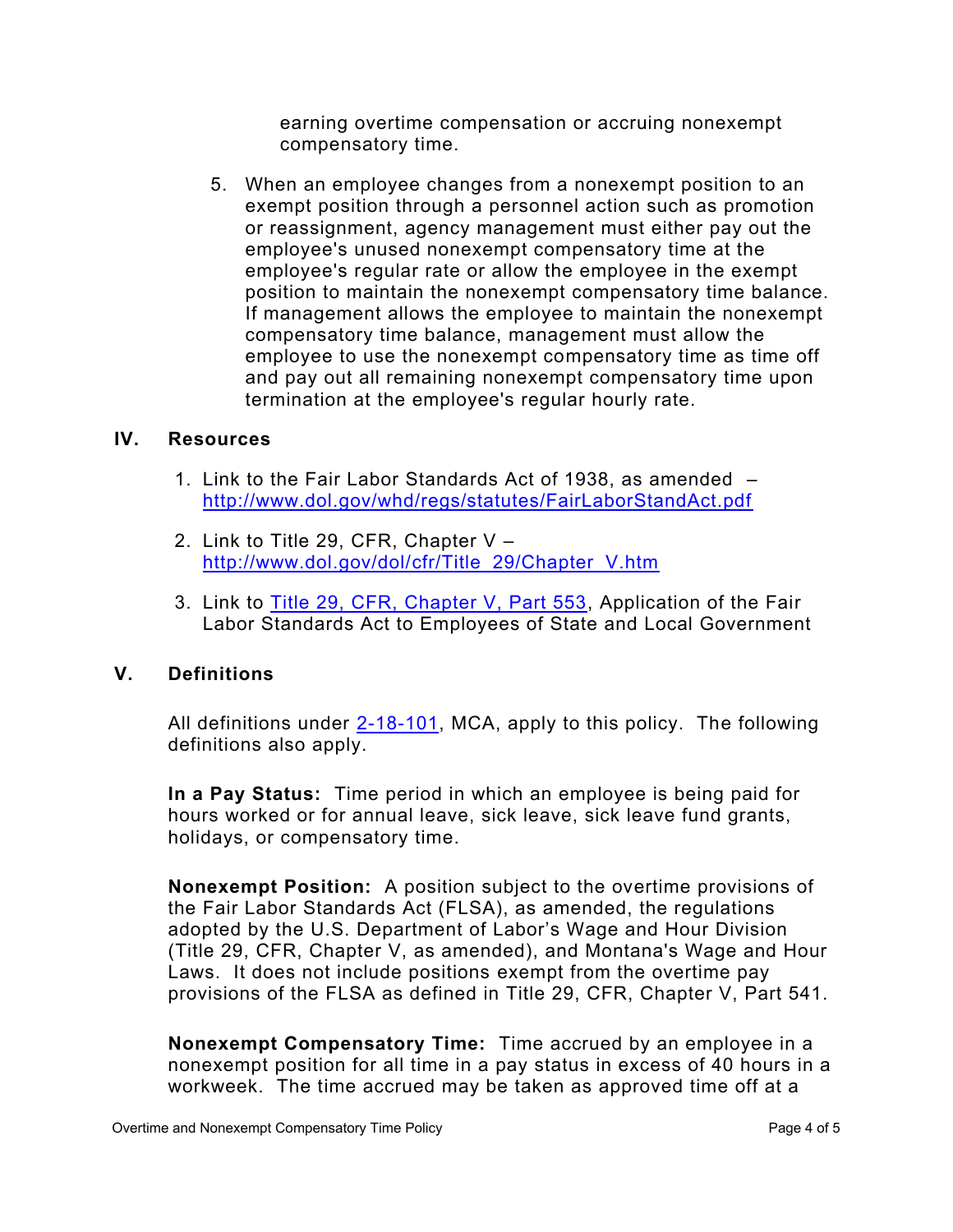earning overtime compensation or accruing nonexempt compensatory time.

5. When an employee changes from a nonexempt position to an exempt position through a personnel action such as promotion or reassignment, agency management must either pay out the employee's unused nonexempt compensatory time at the employee's regular rate or allow the employee in the exempt position to maintain the nonexempt compensatory time balance. If management allows the employee to maintain the nonexempt compensatory time balance, management must allow the employee to use the nonexempt compensatory time as time off and pay out all remaining nonexempt compensatory time upon termination at the employee's regular hourly rate.

## IV. Resources

1. Link to the Fair Labor Standards Act of 1938, as amended – http://www.dol.gov/whd/regs/statutes/FairLaborStandAct.pdf
2. Link to Title 29, CFR, Chapter V – http://www.dol.gov/dol/cfr/Title_29/Chapter_V.htm
3. Link to Title 29, CFR, Chapter V, Part 553, Application of the Fair Labor Standards Act to Employees of State and Local Government

## V. Definitions

All definitions under 2-18-101, MCA, apply to this policy. The following definitions also apply.

**In a Pay Status:** Time period in which an employee is being paid for hours worked or for annual leave, sick leave, sick leave fund grants, holidays, or compensatory time.

**Nonexempt Position:** A position subject to the overtime provisions of the Fair Labor Standards Act (FLSA), as amended, the regulations adopted by the U.S. Department of Labor's Wage and Hour Division (Title 29, CFR, Chapter V, as amended), and Montana's Wage and Hour Laws. It does not include positions exempt from the overtime pay provisions of the FLSA as defined in Title 29, CFR, Chapter V, Part 541.

**Nonexempt Compensatory Time:** Time accrued by an employee in a nonexempt position for all time in a pay status in excess of 40 hours in a workweek. The time accrued may be taken as approved time off at a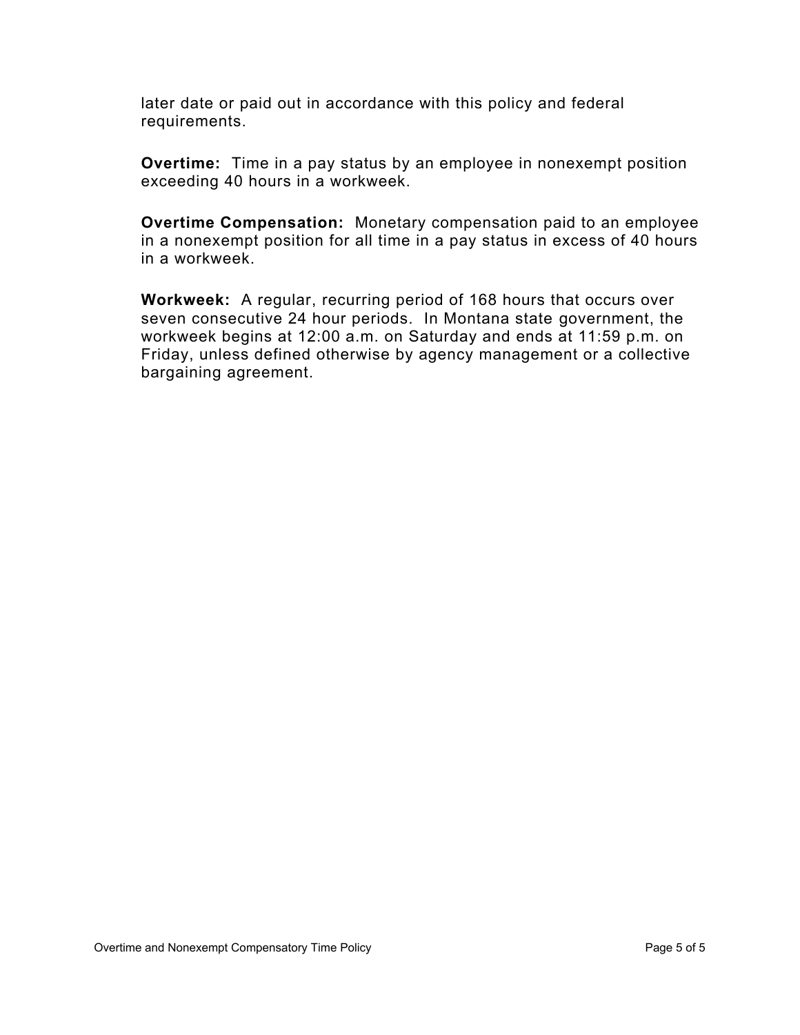later date or paid out in accordance with this policy and federal requirements.

**Overtime:** Time in a pay status by an employee in nonexempt position exceeding 40 hours in a workweek.

**Overtime Compensation:** Monetary compensation paid to an employee in a nonexempt position for all time in a pay status in excess of 40 hours in a workweek.

**Workweek:** A regular, recurring period of 168 hours that occurs over seven consecutive 24 hour periods. In Montana state government, the workweek begins at 12:00 a.m. on Saturday and ends at 11:59 p.m. on Friday, unless defined otherwise by agency management or a collective bargaining agreement.